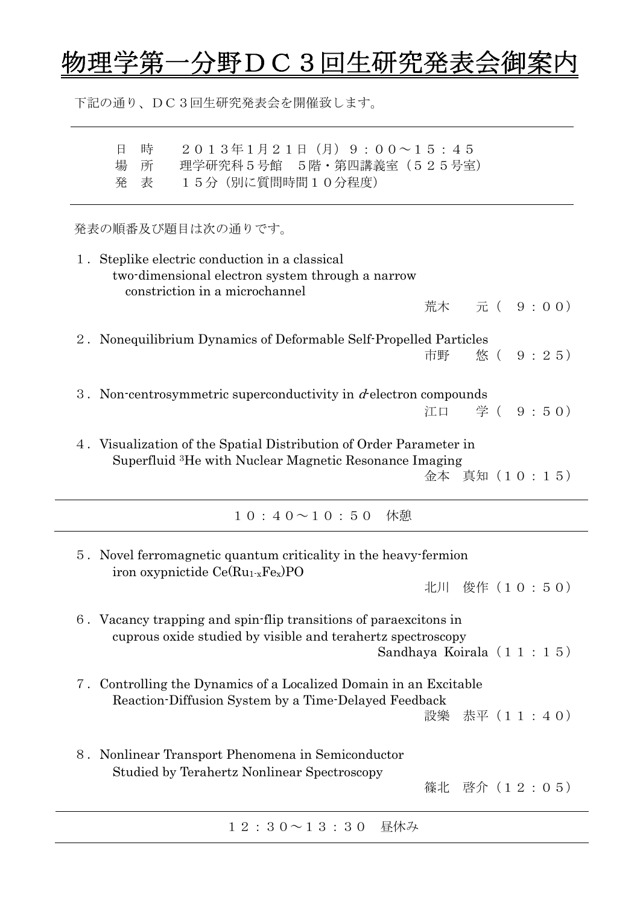// Japanese seminar announcement, page 1 of 2
# 物理学第一分野ＤＣ３回生研究発表会御案内

下記の通り、ＤＣ３回生研究発表会を開催致します。

---

日　時　　２０１３年1月２１日（月）９：００～１５：４５
場　所　　理学研究科５号館　5階・第四講義室（５２５号室）
発　表　　１５分（別に質問時間１０分程度）

---

発表の順番及び題目は次の通りです。

１．Steplike electric conduction in a classical two-dimensional electron system through a narrow constriction in a microchannel
荒木　元（　９：００）

２．Nonequilibrium Dynamics of Deformable Self-Propelled Particles
市野　悠（　９：２５）

３．Non-centrosymmetric superconductivity in *d*-electron compounds
江口　学（　９：５０）

４．Visualization of the Spatial Distribution of Order Parameter in Superfluid $^3$He with Nuclear Magnetic Resonance Imaging
金本　真知（１０：１５）

---

１０：４０～１０：５０　休憩

---

５．Novel ferromagnetic quantum criticality in the heavy-fermion iron oxypnictide $Ce(Ru_{1-x}Fe_x)PO$
北川　俊作（１０：５０）

６．Vacancy trapping and spin-flip transitions of paraexcitons in cuprous oxide studied by visible and terahertz spectroscopy
Sandhaya Koirala（１１：１５）

７．Controlling the Dynamics of a Localized Domain in an Excitable Reaction-Diffusion System by a Time-Delayed Feedback
設樂　恭平（１１：４０）

８．Nonlinear Transport Phenomena in Semiconductor Studied by Terahertz Nonlinear Spectroscopy
篠北　啓介（１２：０５）

---

１２：３０～１３：３０　昼休み

---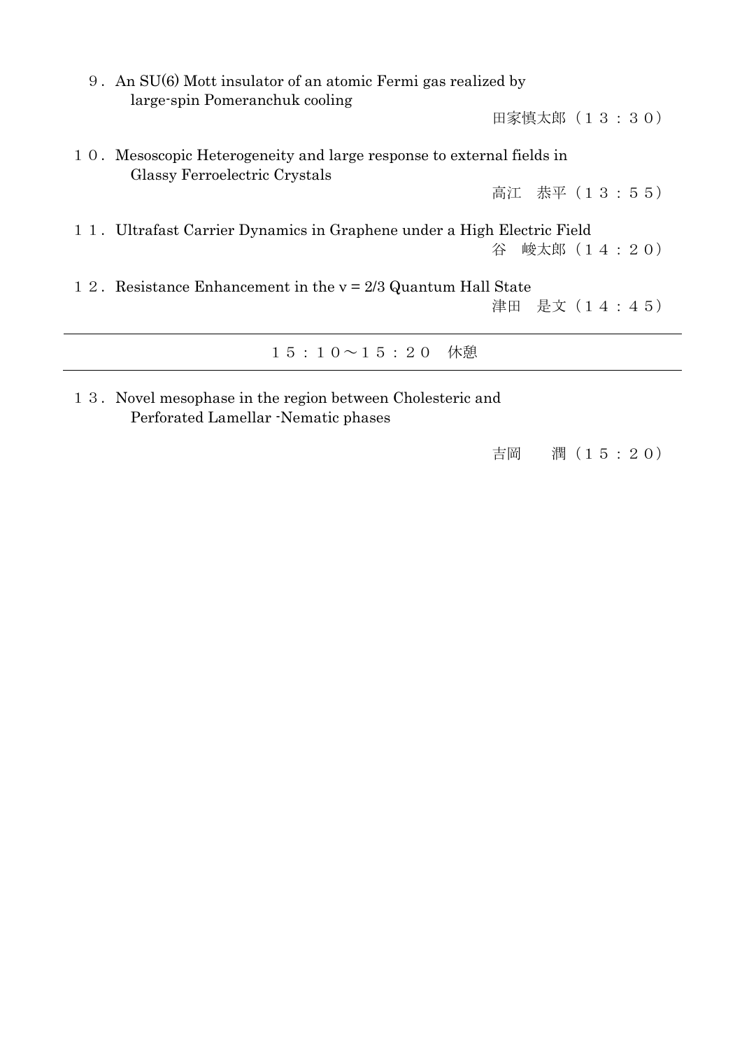９．An SU(6) Mott insulator of an atomic Fermi gas realized by
large-spin Pomeranchuk cooling

田家慎太郎（１３：３０）

１０．Mesoscopic Heterogeneity and large response to external fields in
Glassy Ferroelectric Crystals

高江　恭平（１３：５５）

１１．Ultrafast Carrier Dynamics in Graphene under a High Electric Field

谷　峻太郎（１４：２０）

１２．Resistance Enhancement in the $\nu = 2/3$ Quantum Hall State

津田　是文（１４：４５）

---

１５：１０～１５：２０　休憩

---

１３．Novel mesophase in the region between Cholesteric and
Perforated Lamellar -Nematic phases

吉岡　　潤（１５：２０）